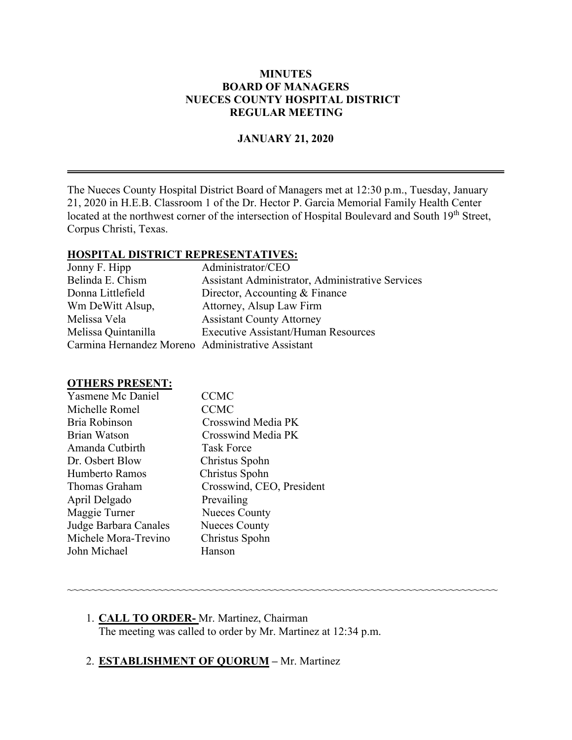# MINUTES
# BOARD OF MANAGERS
# NUECES COUNTY HOSPITAL DISTRICT
# REGULAR MEETING

**JANUARY 21, 2020**

---

The Nueces County Hospital District Board of Managers met at 12:30 p.m., Tuesday, January 21, 2020 in H.E.B. Classroom 1 of the Dr. Hector P. Garcia Memorial Family Health Center located at the northwest corner of the intersection of Hospital Boulevard and South 19th Street, Corpus Christi, Texas.

## HOSPITAL DISTRICT REPRESENTATIVES:

| | |
|---|---|
| Jonny F. Hipp | Administrator/CEO |
| Belinda E. Chism | Assistant Administrator, Administrative Services |
| Donna Littlefield | Director, Accounting & Finance |
| Wm DeWitt Alsup, | Attorney, Alsup Law Firm |
| Melissa Vela | Assistant County Attorney |
| Melissa Quintanilla | Executive Assistant/Human Resources |
| Carmina Hernandez Moreno | Administrative Assistant |

## OTHERS PRESENT:

| | |
|---|---|
| Yasmene Mc Daniel | CCMC |
| Michelle Romel | CCMC |
| Bria Robinson | Crosswind Media PK |
| Brian Watson | Crosswind Media PK |
| Amanda Cutbirth | Task Force |
| Dr. Osbert Blow | Christus Spohn |
| Humberto Ramos | Christus Spohn |
| Thomas Graham | Crosswind, CEO, President |
| April Delgado | Prevailing |
| Maggie Turner | Nueces County |
| Judge Barbara Canales | Nueces County |
| Michele Mora-Trevino | Christus Spohn |
| John Michael | Hanson |

~~~~~~~~~~~~~~~~~~~~~~~~~~~~~~~~~~~~~~~~~~~~~~~~~~~~~~~~~~~~~~~~~~~~~~~~~~~~~~~~~~~~

1. **CALL TO ORDER-** Mr. Martinez, Chairman
   The meeting was called to order by Mr. Martinez at 12:34 p.m.

2. **ESTABLISHMENT OF QUORUM –** Mr. Martinez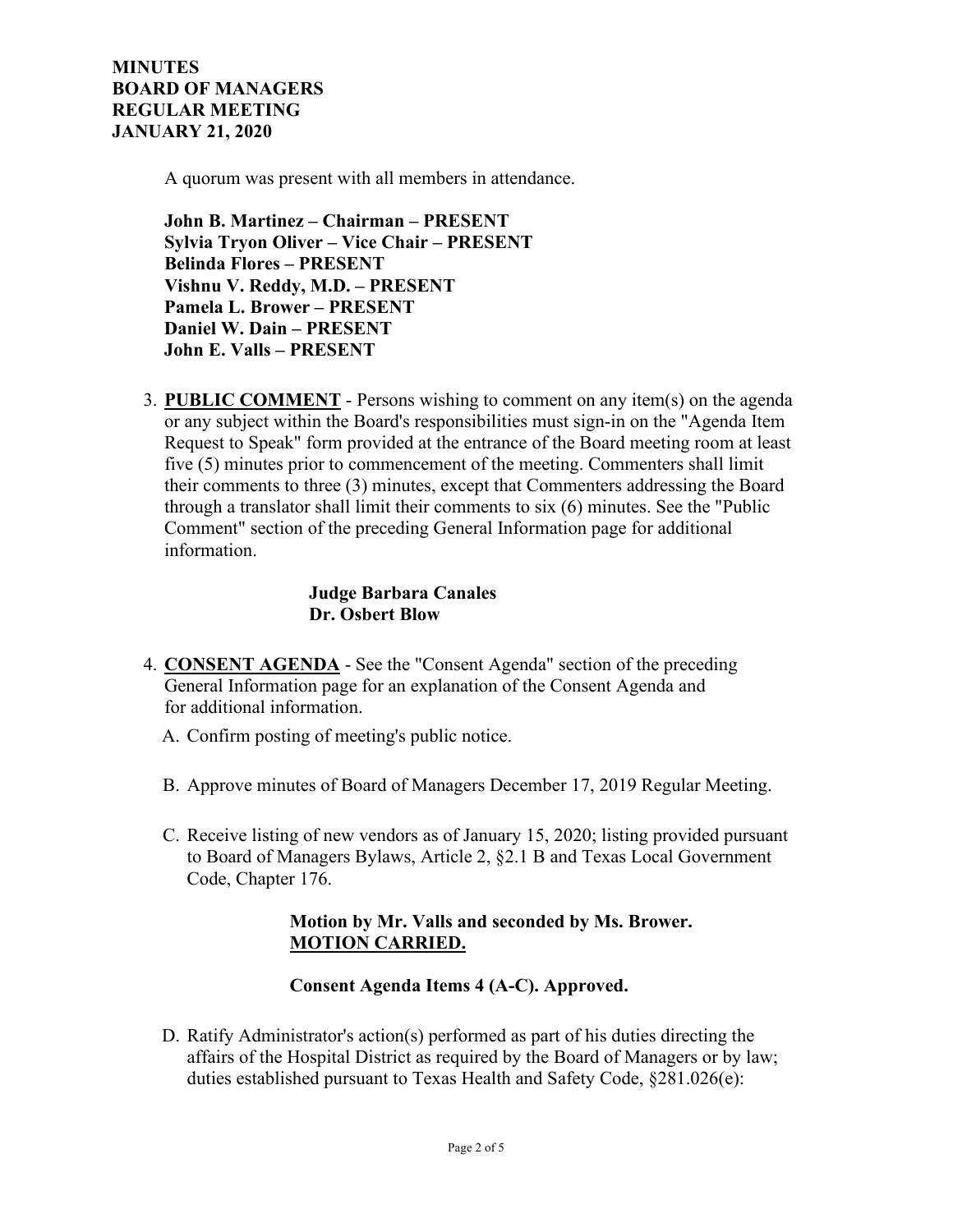**MINUTES**
**BOARD OF MANAGERS**
**REGULAR MEETING**
**JANUARY 21, 2020**

A quorum was present with all members in attendance.

**John B. Martinez – Chairman – PRESENT**
**Sylvia Tryon Oliver – Vice Chair – PRESENT**
**Belinda Flores – PRESENT**
**Vishnu V. Reddy, M.D. – PRESENT**
**Pamela L. Brower – PRESENT**
**Daniel W. Dain – PRESENT**
**John E. Valls – PRESENT**

3. **PUBLIC COMMENT** - Persons wishing to comment on any item(s) on the agenda or any subject within the Board's responsibilities must sign-in on the "Agenda Item Request to Speak" form provided at the entrance of the Board meeting room at least five (5) minutes prior to commencement of the meeting. Commenters shall limit their comments to three (3) minutes, except that Commenters addressing the Board through a translator shall limit their comments to six (6) minutes. See the "Public Comment" section of the preceding General Information page for additional information.

   **Judge Barbara Canales**
   **Dr. Osbert Blow**

4. **CONSENT AGENDA** - See the "Consent Agenda" section of the preceding General Information page for an explanation of the Consent Agenda and for additional information.

   A. Confirm posting of meeting's public notice.

   B. Approve minutes of Board of Managers December 17, 2019 Regular Meeting.

   C. Receive listing of new vendors as of January 15, 2020; listing provided pursuant to Board of Managers Bylaws, Article 2, §2.1 B and Texas Local Government Code, Chapter 176.

   **Motion by Mr. Valls and seconded by Ms. Brower.**
   **MOTION CARRIED.**

   **Consent Agenda Items 4 (A-C). Approved.**

   D. Ratify Administrator's action(s) performed as part of his duties directing the affairs of the Hospital District as required by the Board of Managers or by law; duties established pursuant to Texas Health and Safety Code, §281.026(e):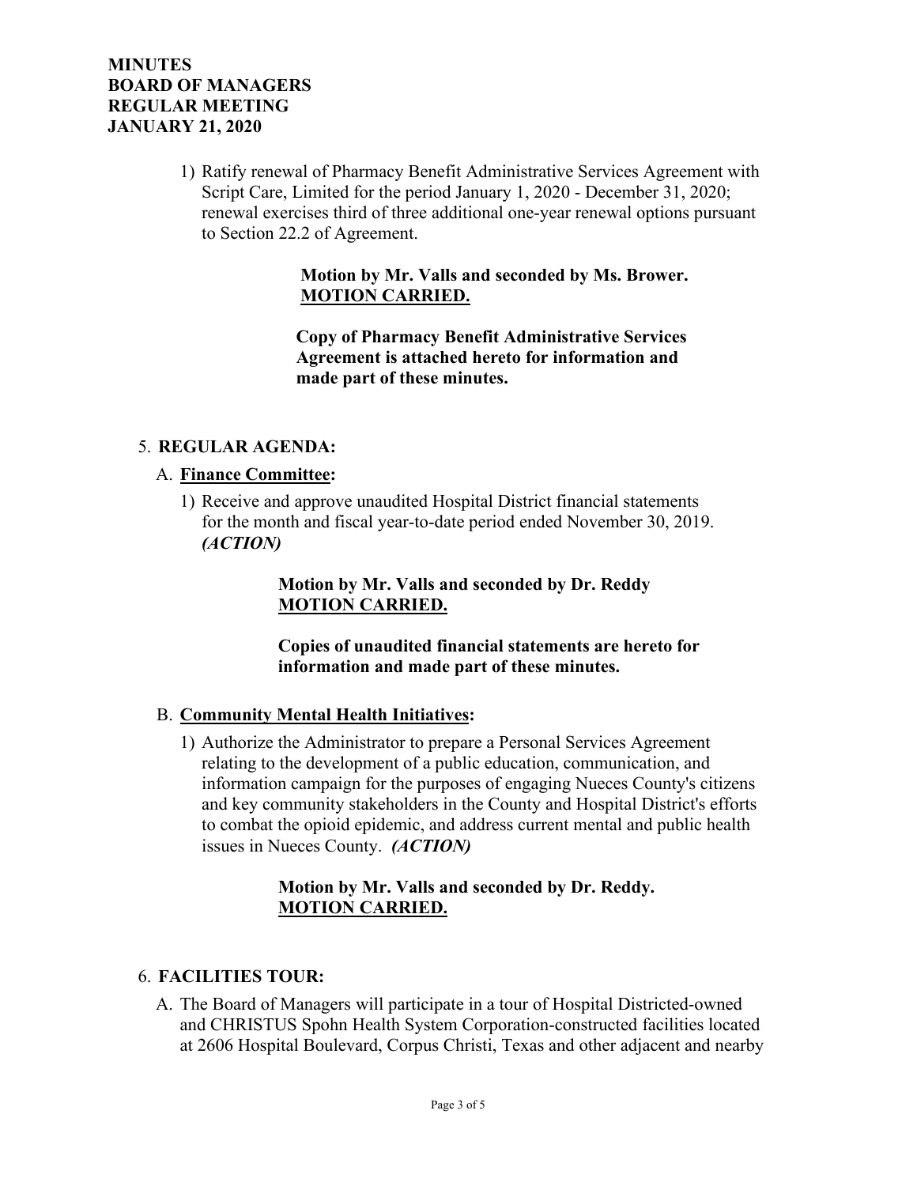1) Ratify renewal of Pharmacy Benefit Administrative Services Agreement with Script Care, Limited for the period January 1, 2020 - December 31, 2020; renewal exercises third of three additional one-year renewal options pursuant to Section 22.2 of Agreement.

**Motion by Mr. Valls and seconded by Ms. Brower.**
**<u>MOTION CARRIED.</u>**

**Copy of Pharmacy Benefit Administrative Services Agreement is attached hereto for information and made part of these minutes.**

5. **REGULAR AGENDA:**

   A. **<u>Finance Committee</u>:**

   1) Receive and approve unaudited Hospital District financial statements for the month and fiscal year-to-date period ended November 30, 2019. ***(ACTION)***

   **Motion by Mr. Valls and seconded by Dr. Reddy**
   **<u>MOTION CARRIED.</u>**

   **Copies of unaudited financial statements are hereto for information and made part of these minutes.**

   B. **<u>Community Mental Health Initiatives</u>:**

   1) Authorize the Administrator to prepare a Personal Services Agreement relating to the development of a public education, communication, and information campaign for the purposes of engaging Nueces County's citizens and key community stakeholders in the County and Hospital District's efforts to combat the opioid epidemic, and address current mental and public health issues in Nueces County. ***(ACTION)***

   **Motion by Mr. Valls and seconded by Dr. Reddy.**
   **<u>MOTION CARRIED.</u>**

6. **FACILITIES TOUR:**

   A. The Board of Managers will participate in a tour of Hospital Districted-owned and CHRISTUS Spohn Health System Corporation-constructed facilities located at 2606 Hospital Boulevard, Corpus Christi, Texas and other adjacent and nearby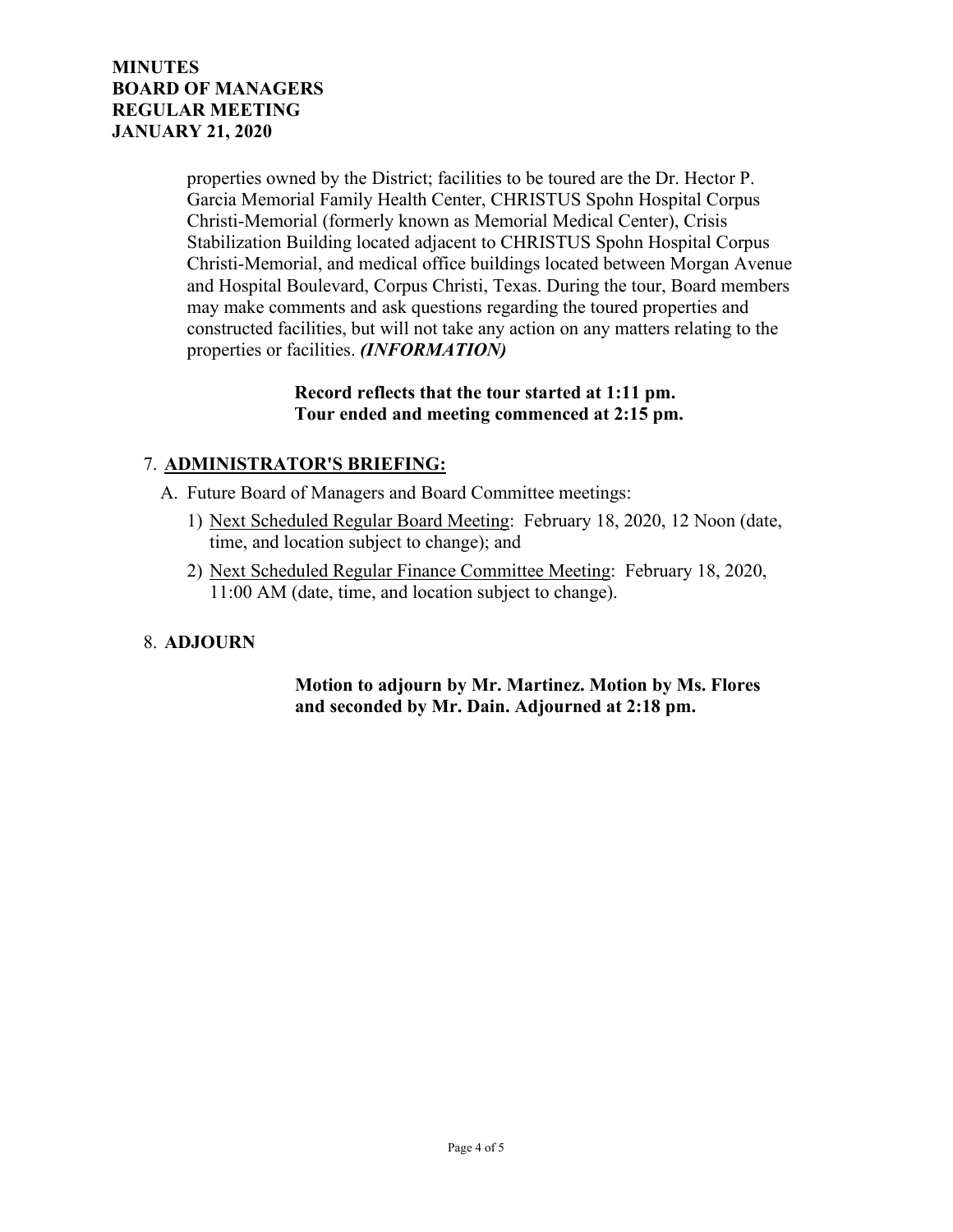properties owned by the District; facilities to be toured are the Dr. Hector P. Garcia Memorial Family Health Center, CHRISTUS Spohn Hospital Corpus Christi-Memorial (formerly known as Memorial Medical Center), Crisis Stabilization Building located adjacent to CHRISTUS Spohn Hospital Corpus Christi-Memorial, and medical office buildings located between Morgan Avenue and Hospital Boulevard, Corpus Christi, Texas. During the tour, Board members may make comments and ask questions regarding the toured properties and constructed facilities, but will not take any action on any matters relating to the properties or facilities. ***(INFORMATION)***

**Record reflects that the tour started at 1:11 pm.**
**Tour ended and meeting commenced at 2:15 pm.**

7. **ADMINISTRATOR'S BRIEFING:**
   A. Future Board of Managers and Board Committee meetings:
      1) Next Scheduled Regular Board Meeting: February 18, 2020, 12 Noon (date, time, and location subject to change); and
      2) Next Scheduled Regular Finance Committee Meeting: February 18, 2020, 11:00 AM (date, time, and location subject to change).

8. **ADJOURN**

**Motion to adjourn by Mr. Martinez. Motion by Ms. Flores and seconded by Mr. Dain. Adjourned at 2:18 pm.**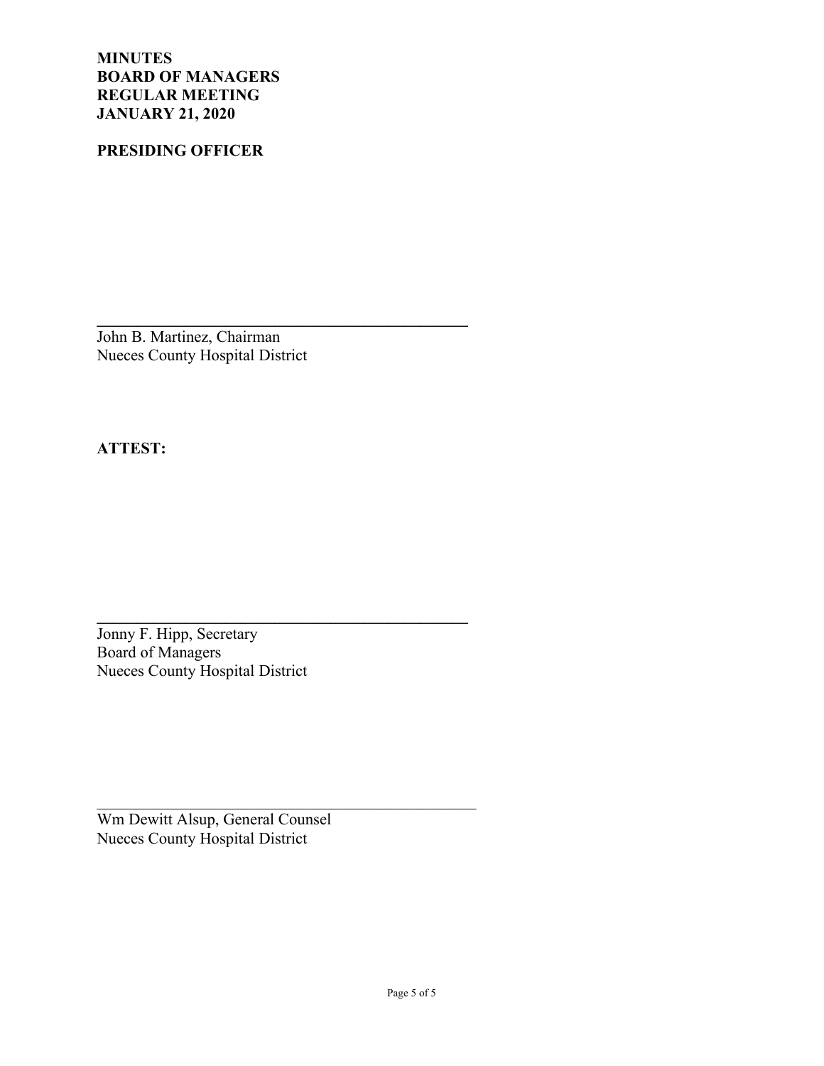**MINUTES**
**BOARD OF MANAGERS**
**REGULAR MEETING**
**JANUARY 21, 2020**

**PRESIDING OFFICER**

\_\_\_\_\_\_\_\_\_\_\_\_\_\_\_\_\_\_\_\_\_\_\_\_\_\_\_\_\_\_\_\_\_\_\_\_\_\_\_\_\_\_\_\_

John B. Martinez, Chairman
Nueces County Hospital District

**ATTEST:**

\_\_\_\_\_\_\_\_\_\_\_\_\_\_\_\_\_\_\_\_\_\_\_\_\_\_\_\_\_\_\_\_\_\_\_\_\_\_\_\_\_\_\_\_

Jonny F. Hipp, Secretary
Board of Managers
Nueces County Hospital District

\_\_\_\_\_\_\_\_\_\_\_\_\_\_\_\_\_\_\_\_\_\_\_\_\_\_\_\_\_\_\_\_\_\_\_\_\_\_\_\_\_\_\_\_

Wm Dewitt Alsup, General Counsel
Nueces County Hospital District